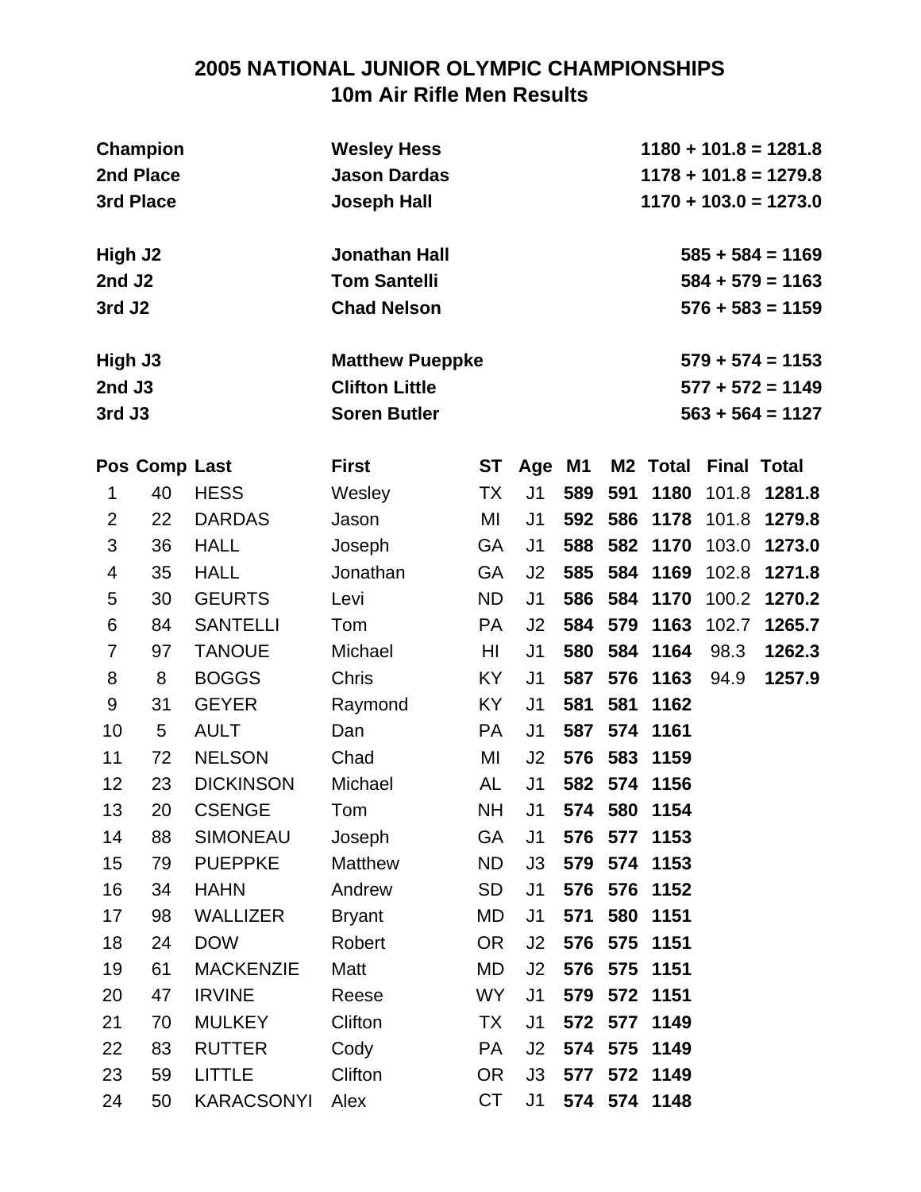# 2005 NATIONAL JUNIOR OLYMPIC CHAMPIONSHIPS
## 10m Air Rifle Men Results

| | | |
|---|---|---|
| **Champion** | **Wesley Hess** | **1180 + 101.8 = 1281.8** |
| **2nd Place** | **Jason Dardas** | **1178 + 101.8 = 1279.8** |
| **3rd Place** | **Joseph Hall** | **1170 + 103.0 = 1273.0** |
| | | |
| **High J2** | **Jonathan Hall** | **585 + 584 = 1169** |
| **2nd J2** | **Tom Santelli** | **584 + 579 = 1163** |
| **3rd J2** | **Chad Nelson** | **576 + 583 = 1159** |
| | | |
| **High J3** | **Matthew Pueppke** | **579 + 574 = 1153** |
| **2nd J3** | **Clifton Little** | **577 + 572 = 1149** |
| **3rd J3** | **Soren Butler** | **563 + 564 = 1127** |

| Pos | Comp | Last | First | ST | Age | M1 | M2 | Total | Final | Total |
|---|---|---|---|---|---|---|---|---|---|---|
| 1 | 40 | HESS | Wesley | TX | J1 | **589** | **591** | **1180** | 101.8 | **1281.8** |
| 2 | 22 | DARDAS | Jason | MI | J1 | **592** | **586** | **1178** | 101.8 | **1279.8** |
| 3 | 36 | HALL | Joseph | GA | J1 | **588** | **582** | **1170** | 103.0 | **1273.0** |
| 4 | 35 | HALL | Jonathan | GA | J2 | **585** | **584** | **1169** | 102.8 | **1271.8** |
| 5 | 30 | GEURTS | Levi | ND | J1 | **586** | **584** | **1170** | 100.2 | **1270.2** |
| 6 | 84 | SANTELLI | Tom | PA | J2 | **584** | **579** | **1163** | 102.7 | **1265.7** |
| 7 | 97 | TANOUE | Michael | HI | J1 | **580** | **584** | **1164** | 98.3 | **1262.3** |
| 8 | 8 | BOGGS | Chris | KY | J1 | **587** | **576** | **1163** | 94.9 | **1257.9** |
| 9 | 31 | GEYER | Raymond | KY | J1 | **581** | **581** | **1162** | | |
| 10 | 5 | AULT | Dan | PA | J1 | **587** | **574** | **1161** | | |
| 11 | 72 | NELSON | Chad | MI | J2 | **576** | **583** | **1159** | | |
| 12 | 23 | DICKINSON | Michael | AL | J1 | **582** | **574** | **1156** | | |
| 13 | 20 | CSENGE | Tom | NH | J1 | **574** | **580** | **1154** | | |
| 14 | 88 | SIMONEAU | Joseph | GA | J1 | **576** | **577** | **1153** | | |
| 15 | 79 | PUEPPKE | Matthew | ND | J3 | **579** | **574** | **1153** | | |
| 16 | 34 | HAHN | Andrew | SD | J1 | **576** | **576** | **1152** | | |
| 17 | 98 | WALLIZER | Bryant | MD | J1 | **571** | **580** | **1151** | | |
| 18 | 24 | DOW | Robert | OR | J2 | **576** | **575** | **1151** | | |
| 19 | 61 | MACKENZIE | Matt | MD | J2 | **576** | **575** | **1151** | | |
| 20 | 47 | IRVINE | Reese | WY | J1 | **579** | **572** | **1151** | | |
| 21 | 70 | MULKEY | Clifton | TX | J1 | **572** | **577** | **1149** | | |
| 22 | 83 | RUTTER | Cody | PA | J2 | **574** | **575** | **1149** | | |
| 23 | 59 | LITTLE | Clifton | OR | J3 | **577** | **572** | **1149** | | |
| 24 | 50 | KARACSONYI | Alex | CT | J1 | **574** | **574** | **1148** | | |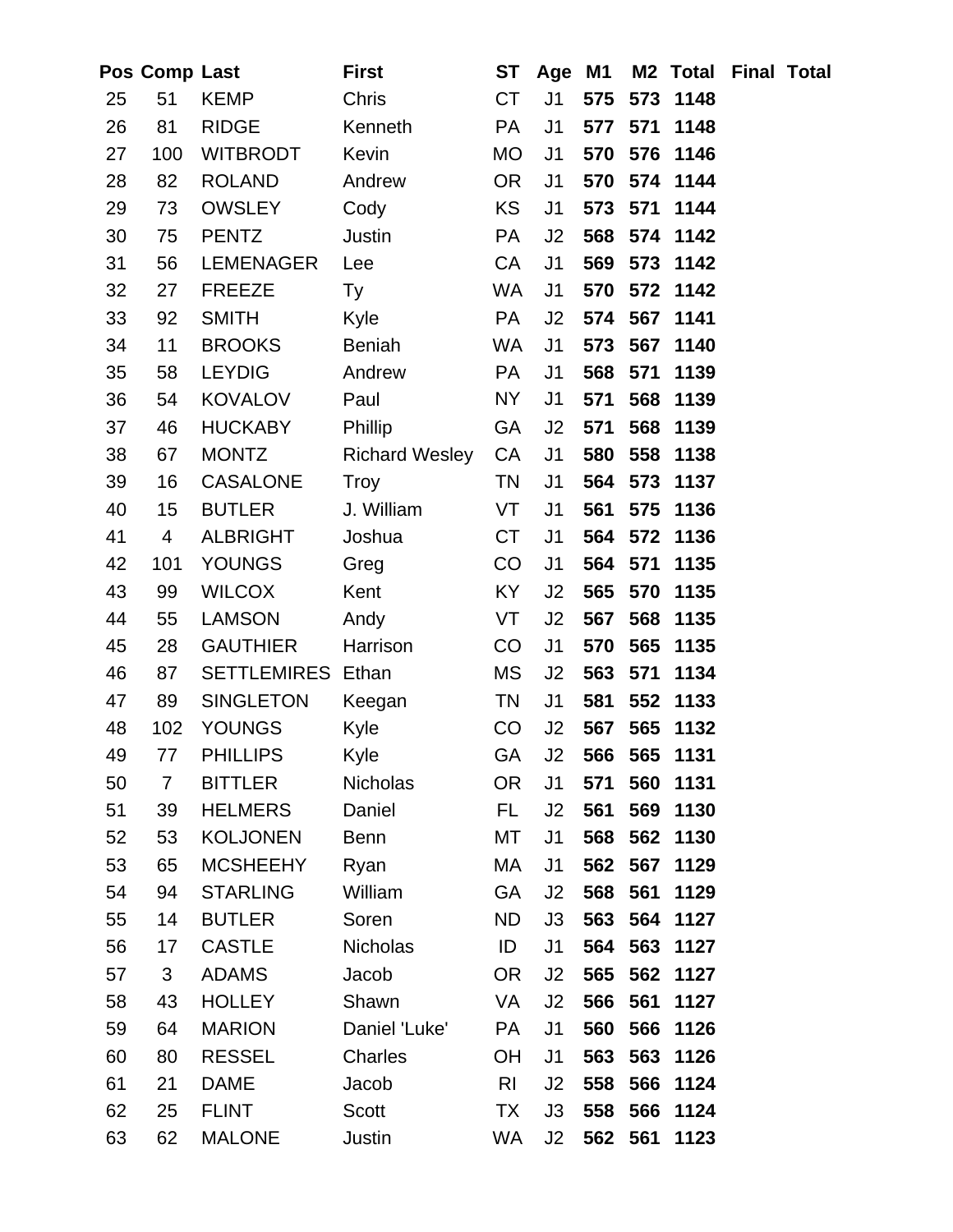| Pos | Comp | Last | First | ST | Age | M1 | M2 | Total | Final | Total |
|---|---|---|---|---|---|---|---|---|---|---|
| 25 | 51 | KEMP | Chris | CT | J1 | **575** | **573** | **1148** | | |
| 26 | 81 | RIDGE | Kenneth | PA | J1 | **577** | **571** | **1148** | | |
| 27 | 100 | WITBRODT | Kevin | MO | J1 | **570** | **576** | **1146** | | |
| 28 | 82 | ROLAND | Andrew | OR | J1 | **570** | **574** | **1144** | | |
| 29 | 73 | OWSLEY | Cody | KS | J1 | **573** | **571** | **1144** | | |
| 30 | 75 | PENTZ | Justin | PA | J2 | **568** | **574** | **1142** | | |
| 31 | 56 | LEMENAGER | Lee | CA | J1 | **569** | **573** | **1142** | | |
| 32 | 27 | FREEZE | Ty | WA | J1 | **570** | **572** | **1142** | | |
| 33 | 92 | SMITH | Kyle | PA | J2 | **574** | **567** | **1141** | | |
| 34 | 11 | BROOKS | Beniah | WA | J1 | **573** | **567** | **1140** | | |
| 35 | 58 | LEYDIG | Andrew | PA | J1 | **568** | **571** | **1139** | | |
| 36 | 54 | KOVALOV | Paul | NY | J1 | **571** | **568** | **1139** | | |
| 37 | 46 | HUCKABY | Phillip | GA | J2 | **571** | **568** | **1139** | | |
| 38 | 67 | MONTZ | Richard Wesley | CA | J1 | **580** | **558** | **1138** | | |
| 39 | 16 | CASALONE | Troy | TN | J1 | **564** | **573** | **1137** | | |
| 40 | 15 | BUTLER | J. William | VT | J1 | **561** | **575** | **1136** | | |
| 41 | 4 | ALBRIGHT | Joshua | CT | J1 | **564** | **572** | **1136** | | |
| 42 | 101 | YOUNGS | Greg | CO | J1 | **564** | **571** | **1135** | | |
| 43 | 99 | WILCOX | Kent | KY | J2 | **565** | **570** | **1135** | | |
| 44 | 55 | LAMSON | Andy | VT | J2 | **567** | **568** | **1135** | | |
| 45 | 28 | GAUTHIER | Harrison | CO | J1 | **570** | **565** | **1135** | | |
| 46 | 87 | SETTLEMIRES | Ethan | MS | J2 | **563** | **571** | **1134** | | |
| 47 | 89 | SINGLETON | Keegan | TN | J1 | **581** | **552** | **1133** | | |
| 48 | 102 | YOUNGS | Kyle | CO | J2 | **567** | **565** | **1132** | | |
| 49 | 77 | PHILLIPS | Kyle | GA | J2 | **566** | **565** | **1131** | | |
| 50 | 7 | BITTLER | Nicholas | OR | J1 | **571** | **560** | **1131** | | |
| 51 | 39 | HELMERS | Daniel | FL | J2 | **561** | **569** | **1130** | | |
| 52 | 53 | KOLJONEN | Benn | MT | J1 | **568** | **562** | **1130** | | |
| 53 | 65 | MCSHEEHY | Ryan | MA | J1 | **562** | **567** | **1129** | | |
| 54 | 94 | STARLING | William | GA | J2 | **568** | **561** | **1129** | | |
| 55 | 14 | BUTLER | Soren | ND | J3 | **563** | **564** | **1127** | | |
| 56 | 17 | CASTLE | Nicholas | ID | J1 | **564** | **563** | **1127** | | |
| 57 | 3 | ADAMS | Jacob | OR | J2 | **565** | **562** | **1127** | | |
| 58 | 43 | HOLLEY | Shawn | VA | J2 | **566** | **561** | **1127** | | |
| 59 | 64 | MARION | Daniel 'Luke' | PA | J1 | **560** | **566** | **1126** | | |
| 60 | 80 | RESSEL | Charles | OH | J1 | **563** | **563** | **1126** | | |
| 61 | 21 | DAME | Jacob | RI | J2 | **558** | **566** | **1124** | | |
| 62 | 25 | FLINT | Scott | TX | J3 | **558** | **566** | **1124** | | |
| 63 | 62 | MALONE | Justin | WA | J2 | **562** | **561** | **1123** | | |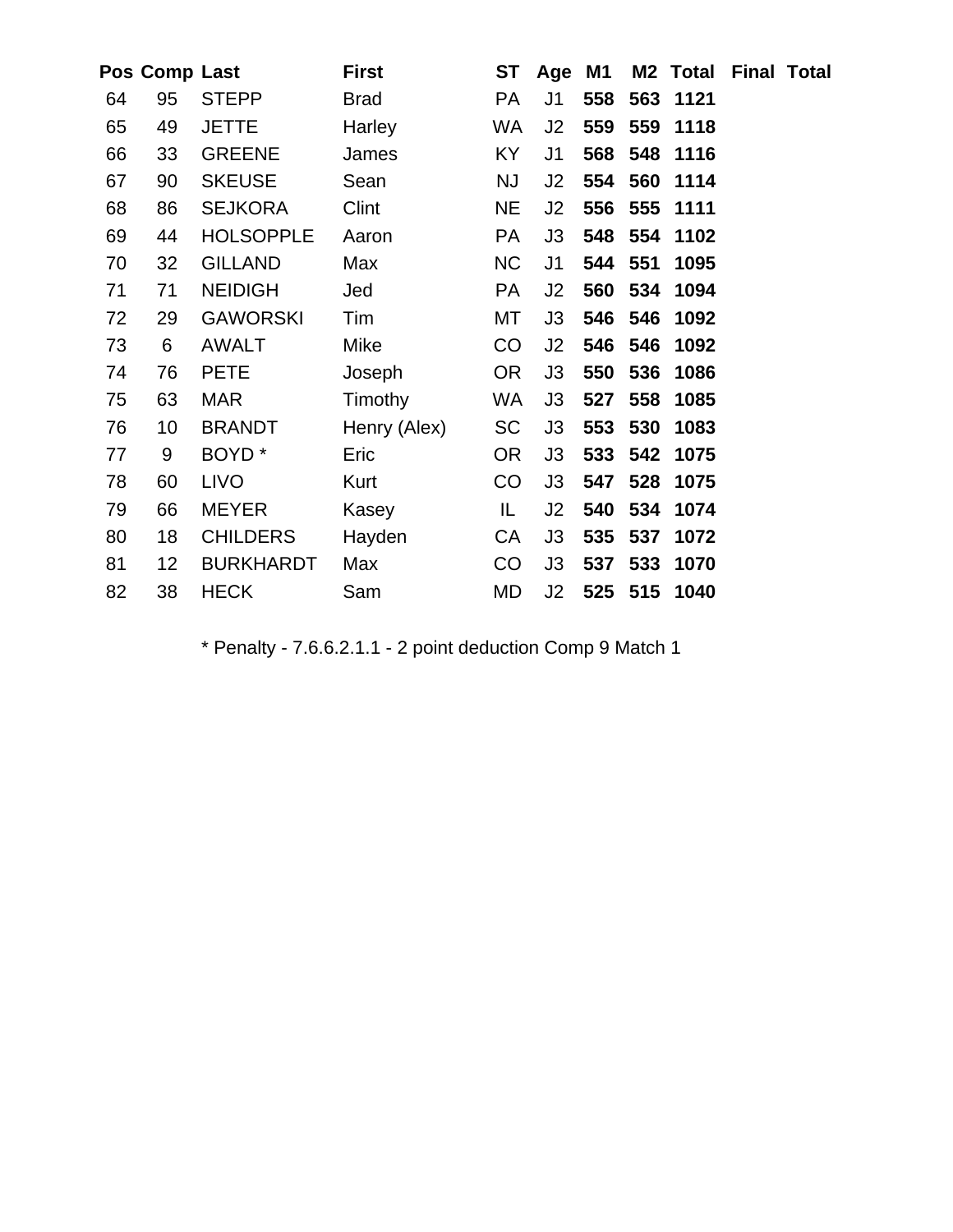| Pos | Comp | Last | First | ST | Age | M1 | M2 | Total | Final | Total |
|---|---|---|---|---|---|---|---|---|---|---|
| 64 | 95 | STEPP | Brad | PA | J1 | **558** | **563** | **1121** | | |
| 65 | 49 | JETTE | Harley | WA | J2 | **559** | **559** | **1118** | | |
| 66 | 33 | GREENE | James | KY | J1 | **568** | **548** | **1116** | | |
| 67 | 90 | SKEUSE | Sean | NJ | J2 | **554** | **560** | **1114** | | |
| 68 | 86 | SEJKORA | Clint | NE | J2 | **556** | **555** | **1111** | | |
| 69 | 44 | HOLSOPPLE | Aaron | PA | J3 | **548** | **554** | **1102** | | |
| 70 | 32 | GILLAND | Max | NC | J1 | **544** | **551** | **1095** | | |
| 71 | 71 | NEIDIGH | Jed | PA | J2 | **560** | **534** | **1094** | | |
| 72 | 29 | GAWORSKI | Tim | MT | J3 | **546** | **546** | **1092** | | |
| 73 | 6 | AWALT | Mike | CO | J2 | **546** | **546** | **1092** | | |
| 74 | 76 | PETE | Joseph | OR | J3 | **550** | **536** | **1086** | | |
| 75 | 63 | MAR | Timothy | WA | J3 | **527** | **558** | **1085** | | |
| 76 | 10 | BRANDT | Henry (Alex) | SC | J3 | **553** | **530** | **1083** | | |
| 77 | 9 | BOYD * | Eric | OR | J3 | **533** | **542** | **1075** | | |
| 78 | 60 | LIVO | Kurt | CO | J3 | **547** | **528** | **1075** | | |
| 79 | 66 | MEYER | Kasey | IL | J2 | **540** | **534** | **1074** | | |
| 80 | 18 | CHILDERS | Hayden | CA | J3 | **535** | **537** | **1072** | | |
| 81 | 12 | BURKHARDT | Max | CO | J3 | **537** | **533** | **1070** | | |
| 82 | 38 | HECK | Sam | MD | J2 | **525** | **515** | **1040** | | |

* Penalty - 7.6.6.2.1.1 - 2 point deduction Comp 9 Match 1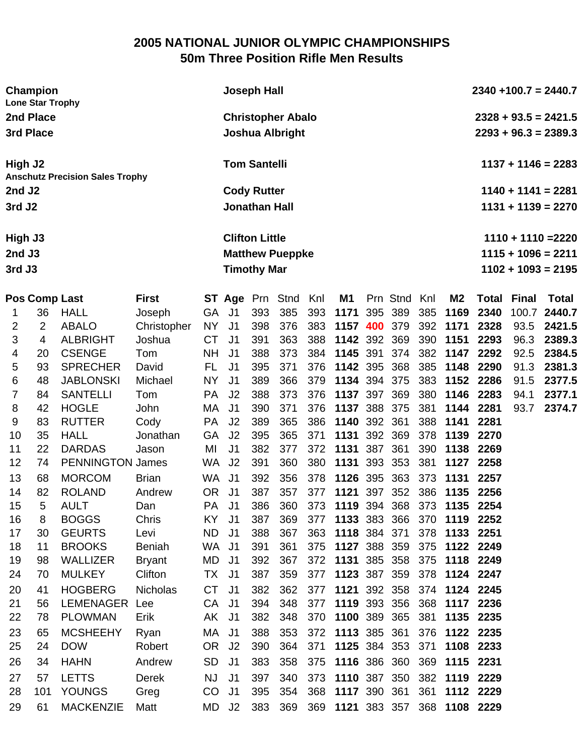# 2005 NATIONAL JUNIOR OLYMPIC CHAMPIONSHIPS
## 50m Three Position Rifle Men Results

| | | |
|---|---|---|
| **Champion** Lone Star Trophy | **Joseph Hall** | **2340 +100.7 = 2440.7** |
| **2nd Place** | **Christopher Abalo** | **2328 + 93.5 = 2421.5** |
| **3rd Place** | **Joshua Albright** | **2293 + 96.3 = 2389.3** |
| **High J2** Anschutz Precision Sales Trophy | **Tom Santelli** | **1137 + 1146 = 2283** |
| **2nd J2** | **Cody Rutter** | **1140 + 1141 = 2281** |
| **3rd J2** | **Jonathan Hall** | **1131 + 1139 = 2270** |
| **High J3** | **Clifton Little** | **1110 + 1110 =2220** |
| **2nd J3** | **Matthew Pueppke** | **1115 + 1096 = 2211** |
| **3rd J3** | **Timothy Mar** | **1102 + 1093 = 2195** |

| Pos | Comp | Last | First | ST | Age | Prn | Stnd | Knl | M1 | Prn | Stnd | Knl | M2 | Total | Final | Total |
|---|---|---|---|---|---|---|---|---|---|---|---|---|---|---|---|---|
| 1 | 36 | HALL | Joseph | GA | J1 | 393 | 385 | 393 | **1171** | 395 | 389 | 385 | **1169** | **2340** | 100.7 | **2440.7** |
| 2 | 2 | ABALO | Christopher | NY | J1 | 398 | 376 | 383 | **1157** | 400 | 379 | 392 | **1171** | **2328** | 93.5 | **2421.5** |
| 3 | 4 | ALBRIGHT | Joshua | CT | J1 | 391 | 363 | 388 | **1142** | 392 | 369 | 390 | **1151** | **2293** | 96.3 | **2389.3** |
| 4 | 20 | CSENGE | Tom | NH | J1 | 388 | 373 | 384 | **1145** | 391 | 374 | 382 | **1147** | **2292** | 92.5 | **2384.5** |
| 5 | 93 | SPRECHER | David | FL | J1 | 395 | 371 | 376 | **1142** | 395 | 368 | 385 | **1148** | **2290** | 91.3 | **2381.3** |
| 6 | 48 | JABLONSKI | Michael | NY | J1 | 389 | 366 | 379 | **1134** | 394 | 375 | 383 | **1152** | **2286** | 91.5 | **2377.5** |
| 7 | 84 | SANTELLI | Tom | PA | J2 | 388 | 373 | 376 | **1137** | 397 | 369 | 380 | **1146** | **2283** | 94.1 | **2377.1** |
| 8 | 42 | HOGLE | John | MA | J1 | 390 | 371 | 376 | **1137** | 388 | 375 | 381 | **1144** | **2281** | 93.7 | **2374.7** |
| 9 | 83 | RUTTER | Cody | PA | J2 | 389 | 365 | 386 | **1140** | 392 | 361 | 388 | **1141** | **2281** | | |
| 10 | 35 | HALL | Jonathan | GA | J2 | 395 | 365 | 371 | **1131** | 392 | 369 | 378 | **1139** | **2270** | | |
| 11 | 22 | DARDAS | Jason | MI | J1 | 382 | 377 | 372 | **1131** | 387 | 361 | 390 | **1138** | **2269** | | |
| 12 | 74 | PENNINGTON | James | WA | J2 | 391 | 360 | 380 | **1131** | 393 | 353 | 381 | **1127** | **2258** | | |
| 13 | 68 | MORCOM | Brian | WA | J1 | 392 | 356 | 378 | **1126** | 395 | 363 | 373 | **1131** | **2257** | | |
| 14 | 82 | ROLAND | Andrew | OR | J1 | 387 | 357 | 377 | **1121** | 397 | 352 | 386 | **1135** | **2256** | | |
| 15 | 5 | AULT | Dan | PA | J1 | 386 | 360 | 373 | **1119** | 394 | 368 | 373 | **1135** | **2254** | | |
| 16 | 8 | BOGGS | Chris | KY | J1 | 387 | 369 | 377 | **1133** | 383 | 366 | 370 | **1119** | **2252** | | |
| 17 | 30 | GEURTS | Levi | ND | J1 | 388 | 367 | 363 | **1118** | 384 | 371 | 378 | **1133** | **2251** | | |
| 18 | 11 | BROOKS | Beniah | WA | J1 | 391 | 361 | 375 | **1127** | 388 | 359 | 375 | **1122** | **2249** | | |
| 19 | 98 | WALLIZER | Bryant | MD | J1 | 392 | 367 | 372 | **1131** | 385 | 358 | 375 | **1118** | **2249** | | |
| 24 | 70 | MULKEY | Clifton | TX | J1 | 387 | 359 | 377 | **1123** | 387 | 359 | 378 | **1124** | **2247** | | |
| 20 | 41 | HOGBERG | Nicholas | CT | J1 | 382 | 362 | 377 | **1121** | 392 | 358 | 374 | **1124** | **2245** | | |
| 21 | 56 | LEMENAGER | Lee | CA | J1 | 394 | 348 | 377 | **1119** | 393 | 356 | 368 | **1117** | **2236** | | |
| 22 | 78 | PLOWMAN | Erik | AK | J1 | 382 | 348 | 370 | **1100** | 389 | 365 | 381 | **1135** | **2235** | | |
| 23 | 65 | MCSHEEHY | Ryan | MA | J1 | 388 | 353 | 372 | **1113** | 385 | 361 | 376 | **1122** | **2235** | | |
| 25 | 24 | DOW | Robert | OR | J2 | 390 | 364 | 371 | **1125** | 384 | 353 | 371 | **1108** | **2233** | | |
| 26 | 34 | HAHN | Andrew | SD | J1 | 383 | 358 | 375 | **1116** | 386 | 360 | 369 | **1115** | **2231** | | |
| 27 | 57 | LETTS | Derek | NJ | J1 | 397 | 340 | 373 | **1110** | 387 | 350 | 382 | **1119** | **2229** | | |
| 28 | 101 | YOUNGS | Greg | CO | J1 | 395 | 354 | 368 | **1117** | 390 | 361 | 361 | **1112** | **2229** | | |
| 29 | 61 | MACKENZIE | Matt | MD | J2 | 383 | 369 | 369 | **1121** | 383 | 357 | 368 | **1108** | **2229** | | |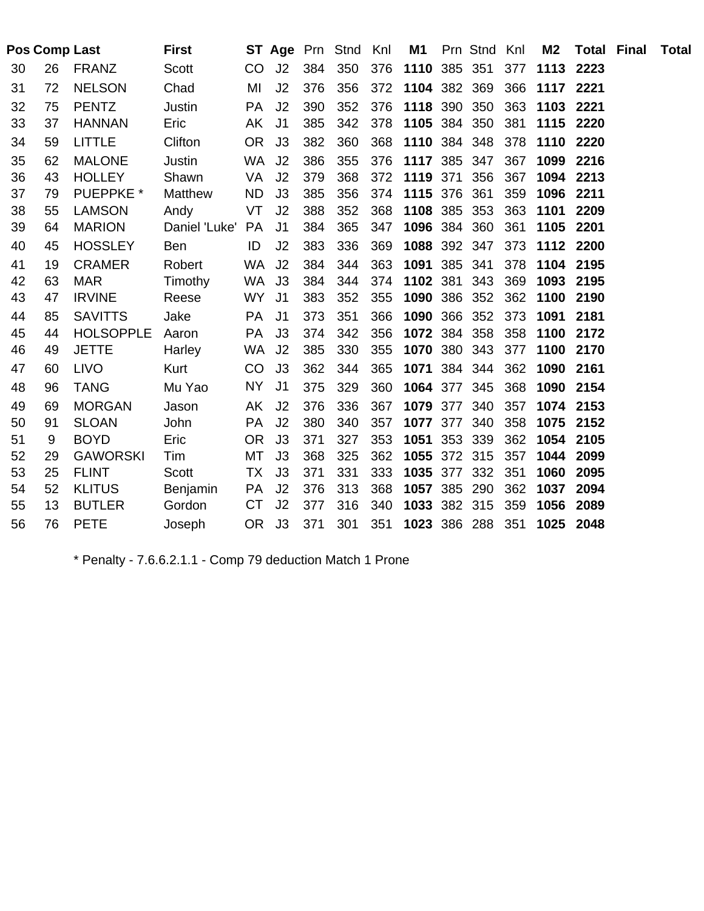| Pos | Comp | Last | First | ST | Age | Prn | Stnd | Knl | M1 | Prn | Stnd | Knl | M2 | Total | Final | Total |
|---|---|---|---|---|---|---|---|---|---|---|---|---|---|---|---|---|
| 30 | 26 | FRANZ | Scott | CO | J2 | 384 | 350 | 376 | **1110** | 385 | 351 | 377 | **1113** | **2223** | | |
| 31 | 72 | NELSON | Chad | MI | J2 | 376 | 356 | 372 | **1104** | 382 | 369 | 366 | **1117** | **2221** | | |
| 32 | 75 | PENTZ | Justin | PA | J2 | 390 | 352 | 376 | **1118** | 390 | 350 | 363 | **1103** | **2221** | | |
| 33 | 37 | HANNAN | Eric | AK | J1 | 385 | 342 | 378 | **1105** | 384 | 350 | 381 | **1115** | **2220** | | |
| 34 | 59 | LITTLE | Clifton | OR | J3 | 382 | 360 | 368 | **1110** | 384 | 348 | 378 | **1110** | **2220** | | |
| 35 | 62 | MALONE | Justin | WA | J2 | 386 | 355 | 376 | **1117** | 385 | 347 | 367 | **1099** | **2216** | | |
| 36 | 43 | HOLLEY | Shawn | VA | J2 | 379 | 368 | 372 | **1119** | 371 | 356 | 367 | **1094** | **2213** | | |
| 37 | 79 | PUEPPKE * | Matthew | ND | J3 | 385 | 356 | 374 | **1115** | 376 | 361 | 359 | **1096** | **2211** | | |
| 38 | 55 | LAMSON | Andy | VT | J2 | 388 | 352 | 368 | **1108** | 385 | 353 | 363 | **1101** | **2209** | | |
| 39 | 64 | MARION | Daniel 'Luke' | PA | J1 | 384 | 365 | 347 | **1096** | 384 | 360 | 361 | **1105** | **2201** | | |
| 40 | 45 | HOSSLEY | Ben | ID | J2 | 383 | 336 | 369 | **1088** | 392 | 347 | 373 | **1112** | **2200** | | |
| 41 | 19 | CRAMER | Robert | WA | J2 | 384 | 344 | 363 | **1091** | 385 | 341 | 378 | **1104** | **2195** | | |
| 42 | 63 | MAR | Timothy | WA | J3 | 384 | 344 | 374 | **1102** | 381 | 343 | 369 | **1093** | **2195** | | |
| 43 | 47 | IRVINE | Reese | WY | J1 | 383 | 352 | 355 | **1090** | 386 | 352 | 362 | **1100** | **2190** | | |
| 44 | 85 | SAVITTS | Jake | PA | J1 | 373 | 351 | 366 | **1090** | 366 | 352 | 373 | **1091** | **2181** | | |
| 45 | 44 | HOLSOPPLE | Aaron | PA | J3 | 374 | 342 | 356 | **1072** | 384 | 358 | 358 | **1100** | **2172** | | |
| 46 | 49 | JETTE | Harley | WA | J2 | 385 | 330 | 355 | **1070** | 380 | 343 | 377 | **1100** | **2170** | | |
| 47 | 60 | LIVO | Kurt | CO | J3 | 362 | 344 | 365 | **1071** | 384 | 344 | 362 | **1090** | **2161** | | |
| 48 | 96 | TANG | Mu Yao | NY | J1 | 375 | 329 | 360 | **1064** | 377 | 345 | 368 | **1090** | **2154** | | |
| 49 | 69 | MORGAN | Jason | AK | J2 | 376 | 336 | 367 | **1079** | 377 | 340 | 357 | **1074** | **2153** | | |
| 50 | 91 | SLOAN | John | PA | J2 | 380 | 340 | 357 | **1077** | 377 | 340 | 358 | **1075** | **2152** | | |
| 51 | 9 | BOYD | Eric | OR | J3 | 371 | 327 | 353 | **1051** | 353 | 339 | 362 | **1054** | **2105** | | |
| 52 | 29 | GAWORSKI | Tim | MT | J3 | 368 | 325 | 362 | **1055** | 372 | 315 | 357 | **1044** | **2099** | | |
| 53 | 25 | FLINT | Scott | TX | J3 | 371 | 331 | 333 | **1035** | 377 | 332 | 351 | **1060** | **2095** | | |
| 54 | 52 | KLITUS | Benjamin | PA | J2 | 376 | 313 | 368 | **1057** | 385 | 290 | 362 | **1037** | **2094** | | |
| 55 | 13 | BUTLER | Gordon | CT | J2 | 377 | 316 | 340 | **1033** | 382 | 315 | 359 | **1056** | **2089** | | |
| 56 | 76 | PETE | Joseph | OR | J3 | 371 | 301 | 351 | **1023** | 386 | 288 | 351 | **1025** | **2048** | | |

* Penalty - 7.6.6.2.1.1 - Comp 79 deduction Match 1 Prone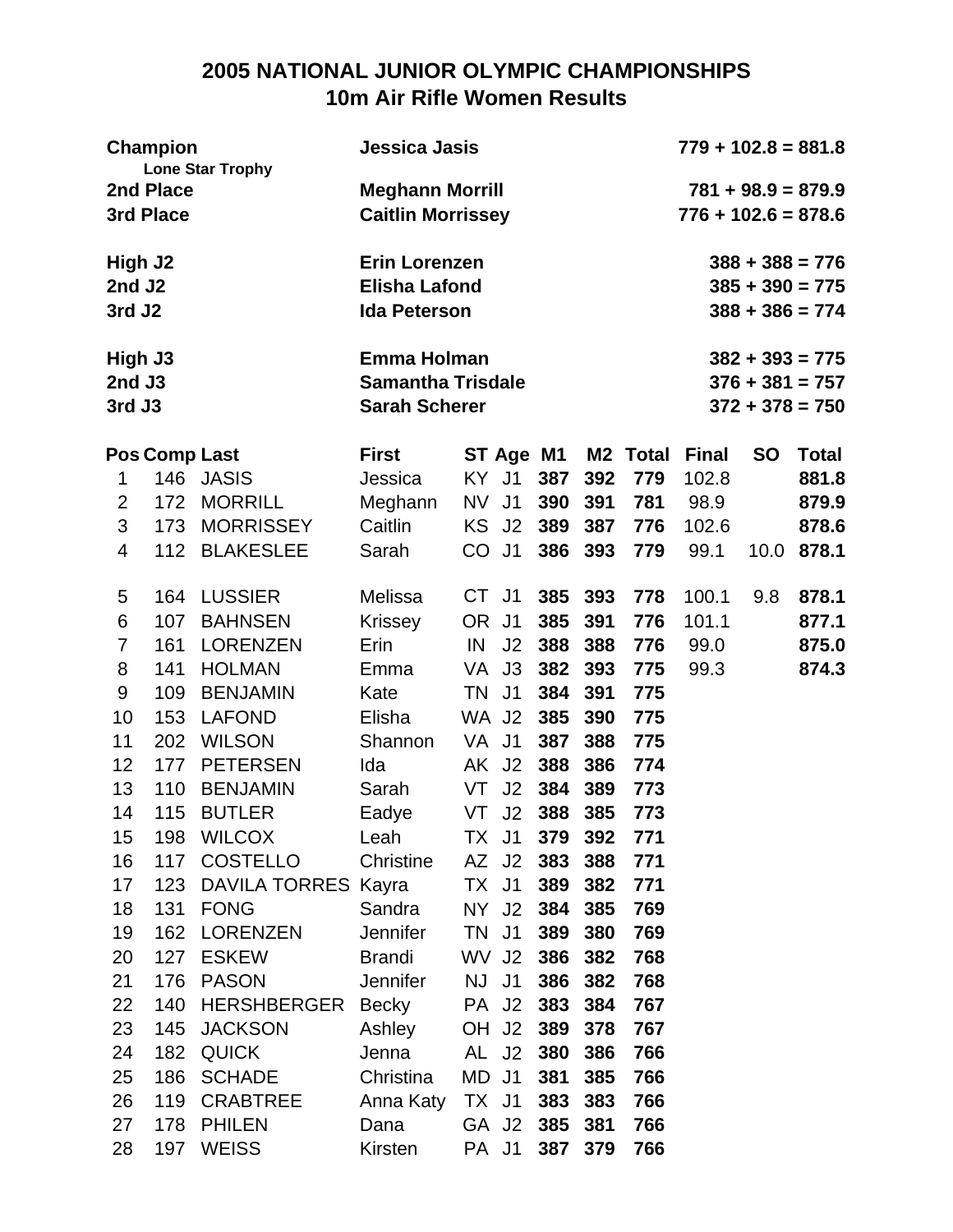# 2005 NATIONAL JUNIOR OLYMPIC CHAMPIONSHIPS
## 10m Air Rifle Women Results

| | | |
|---|---|---|
| **Champion** Lone Star Trophy | **Jessica Jasis** | **779 + 102.8 = 881.8** |
| **2nd Place** | **Meghann Morrill** | **781 + 98.9 = 879.9** |
| **3rd Place** | **Caitlin Morrissey** | **776 + 102.6 = 878.6** |
| **High J2** | **Erin Lorenzen** | **388 + 388 = 776** |
| **2nd J2** | **Elisha Lafond** | **385 + 390 = 775** |
| **3rd J2** | **Ida Peterson** | **388 + 386 = 774** |
| **High J3** | **Emma Holman** | **382 + 393 = 775** |
| **2nd J3** | **Samantha Trisdale** | **376 + 381 = 757** |
| **3rd J3** | **Sarah Scherer** | **372 + 378 = 750** |

| Pos | Comp | Last | First | ST | Age | M1 | M2 | Total | Final | SO | Total |
|---|---|---|---|---|---|---|---|---|---|---|---|
| 1 | 146 | JASIS | Jessica | KY | J1 | **387** | **392** | **779** | 102.8 | | **881.8** |
| 2 | 172 | MORRILL | Meghann | NV | J1 | **390** | **391** | **781** | 98.9 | | **879.9** |
| 3 | 173 | MORRISSEY | Caitlin | KS | J2 | **389** | **387** | **776** | 102.6 | | **878.6** |
| 4 | 112 | BLAKESLEE | Sarah | CO | J1 | **386** | **393** | **779** | 99.1 | 10.0 | **878.1** |
| 5 | 164 | LUSSIER | Melissa | CT | J1 | **385** | **393** | **778** | 100.1 | 9.8 | **878.1** |
| 6 | 107 | BAHNSEN | Krissey | OR | J1 | **385** | **391** | **776** | 101.1 | | **877.1** |
| 7 | 161 | LORENZEN | Erin | IN | J2 | **388** | **388** | **776** | 99.0 | | **875.0** |
| 8 | 141 | HOLMAN | Emma | VA | J3 | **382** | **393** | **775** | 99.3 | | **874.3** |
| 9 | 109 | BENJAMIN | Kate | TN | J1 | **384** | **391** | **775** | | | |
| 10 | 153 | LAFOND | Elisha | WA | J2 | **385** | **390** | **775** | | | |
| 11 | 202 | WILSON | Shannon | VA | J1 | **387** | **388** | **775** | | | |
| 12 | 177 | PETERSEN | Ida | AK | J2 | **388** | **386** | **774** | | | |
| 13 | 110 | BENJAMIN | Sarah | VT | J2 | **384** | **389** | **773** | | | |
| 14 | 115 | BUTLER | Eadye | VT | J2 | **388** | **385** | **773** | | | |
| 15 | 198 | WILCOX | Leah | TX | J1 | **379** | **392** | **771** | | | |
| 16 | 117 | COSTELLO | Christine | AZ | J2 | **383** | **388** | **771** | | | |
| 17 | 123 | DAVILA TORRES | Kayra | TX | J1 | **389** | **382** | **771** | | | |
| 18 | 131 | FONG | Sandra | NY | J2 | **384** | **385** | **769** | | | |
| 19 | 162 | LORENZEN | Jennifer | TN | J1 | **389** | **380** | **769** | | | |
| 20 | 127 | ESKEW | Brandi | WV | J2 | **386** | **382** | **768** | | | |
| 21 | 176 | PASON | Jennifer | NJ | J1 | **386** | **382** | **768** | | | |
| 22 | 140 | HERSHBERGER | Becky | PA | J2 | **383** | **384** | **767** | | | |
| 23 | 145 | JACKSON | Ashley | OH | J2 | **389** | **378** | **767** | | | |
| 24 | 182 | QUICK | Jenna | AL | J2 | **380** | **386** | **766** | | | |
| 25 | 186 | SCHADE | Christina | MD | J1 | **381** | **385** | **766** | | | |
| 26 | 119 | CRABTREE | Anna Katy | TX | J1 | **383** | **383** | **766** | | | |
| 27 | 178 | PHILEN | Dana | GA | J2 | **385** | **381** | **766** | | | |
| 28 | 197 | WEISS | Kirsten | PA | J1 | **387** | **379** | **766** | | | |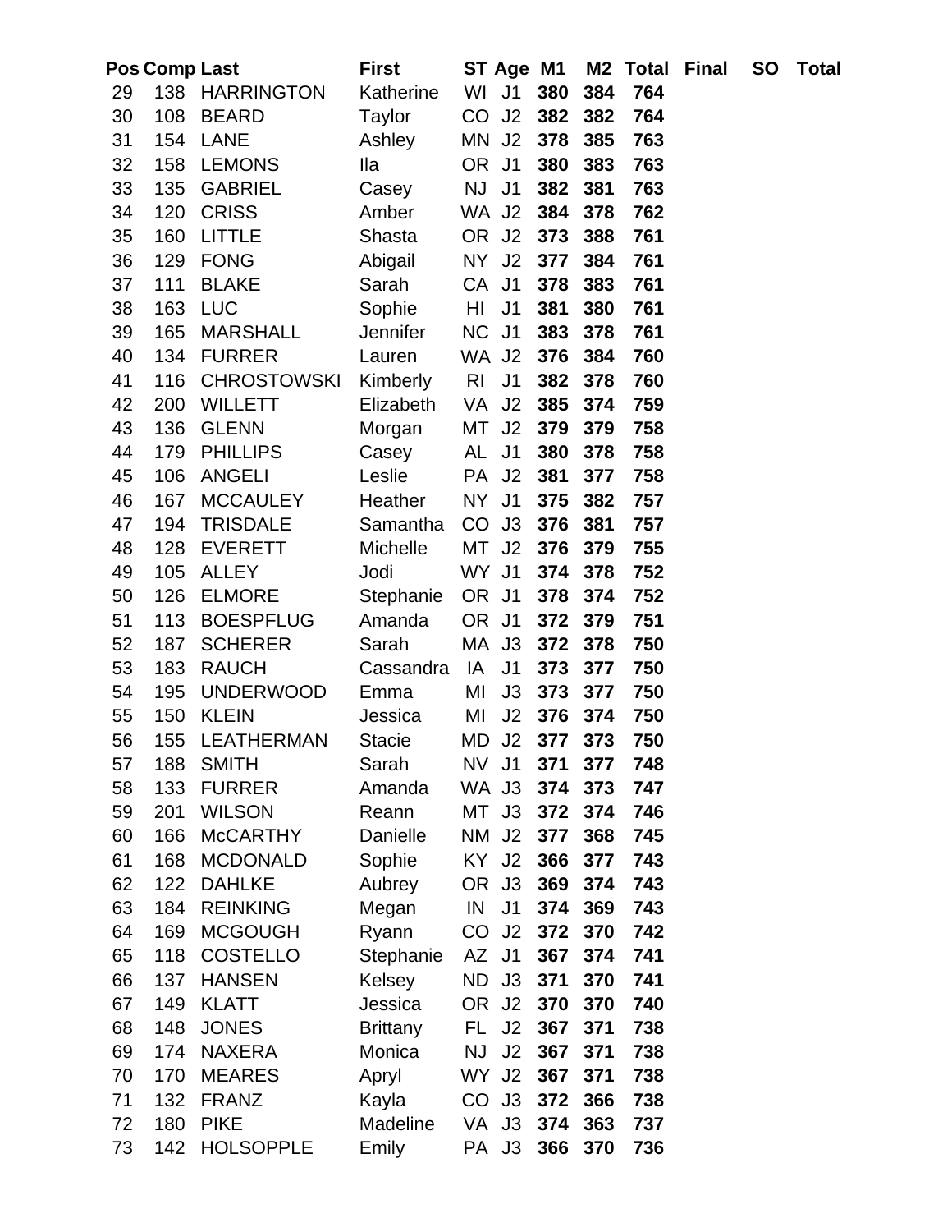| Pos | Comp | Last | First | ST | Age | M1 | M2 | Total | Final | SO | Total |
|---|---|---|---|---|---|---|---|---|---|---|---|
| 29 | 138 | HARRINGTON | Katherine | WI | J1 | **380** | **384** | **764** | | | |
| 30 | 108 | BEARD | Taylor | CO | J2 | **382** | **382** | **764** | | | |
| 31 | 154 | LANE | Ashley | MN | J2 | **378** | **385** | **763** | | | |
| 32 | 158 | LEMONS | Ila | OR | J1 | **380** | **383** | **763** | | | |
| 33 | 135 | GABRIEL | Casey | NJ | J1 | **382** | **381** | **763** | | | |
| 34 | 120 | CRISS | Amber | WA | J2 | **384** | **378** | **762** | | | |
| 35 | 160 | LITTLE | Shasta | OR | J2 | **373** | **388** | **761** | | | |
| 36 | 129 | FONG | Abigail | NY | J2 | **377** | **384** | **761** | | | |
| 37 | 111 | BLAKE | Sarah | CA | J1 | **378** | **383** | **761** | | | |
| 38 | 163 | LUC | Sophie | HI | J1 | **381** | **380** | **761** | | | |
| 39 | 165 | MARSHALL | Jennifer | NC | J1 | **383** | **378** | **761** | | | |
| 40 | 134 | FURRER | Lauren | WA | J2 | **376** | **384** | **760** | | | |
| 41 | 116 | CHROSTOWSKI | Kimberly | RI | J1 | **382** | **378** | **760** | | | |
| 42 | 200 | WILLETT | Elizabeth | VA | J2 | **385** | **374** | **759** | | | |
| 43 | 136 | GLENN | Morgan | MT | J2 | **379** | **379** | **758** | | | |
| 44 | 179 | PHILLIPS | Casey | AL | J1 | **380** | **378** | **758** | | | |
| 45 | 106 | ANGELI | Leslie | PA | J2 | **381** | **377** | **758** | | | |
| 46 | 167 | MCCAULEY | Heather | NY | J1 | **375** | **382** | **757** | | | |
| 47 | 194 | TRISDALE | Samantha | CO | J3 | **376** | **381** | **757** | | | |
| 48 | 128 | EVERETT | Michelle | MT | J2 | **376** | **379** | **755** | | | |
| 49 | 105 | ALLEY | Jodi | WY | J1 | **374** | **378** | **752** | | | |
| 50 | 126 | ELMORE | Stephanie | OR | J1 | **378** | **374** | **752** | | | |
| 51 | 113 | BOESPFLUG | Amanda | OR | J1 | **372** | **379** | **751** | | | |
| 52 | 187 | SCHERER | Sarah | MA | J3 | **372** | **378** | **750** | | | |
| 53 | 183 | RAUCH | Cassandra | IA | J1 | **373** | **377** | **750** | | | |
| 54 | 195 | UNDERWOOD | Emma | MI | J3 | **373** | **377** | **750** | | | |
| 55 | 150 | KLEIN | Jessica | MI | J2 | **376** | **374** | **750** | | | |
| 56 | 155 | LEATHERMAN | Stacie | MD | J2 | **377** | **373** | **750** | | | |
| 57 | 188 | SMITH | Sarah | NV | J1 | **371** | **377** | **748** | | | |
| 58 | 133 | FURRER | Amanda | WA | J3 | **374** | **373** | **747** | | | |
| 59 | 201 | WILSON | Reann | MT | J3 | **372** | **374** | **746** | | | |
| 60 | 166 | McCARTHY | Danielle | NM | J2 | **377** | **368** | **745** | | | |
| 61 | 168 | MCDONALD | Sophie | KY | J2 | **366** | **377** | **743** | | | |
| 62 | 122 | DAHLKE | Aubrey | OR | J3 | **369** | **374** | **743** | | | |
| 63 | 184 | REINKING | Megan | IN | J1 | **374** | **369** | **743** | | | |
| 64 | 169 | MCGOUGH | Ryann | CO | J2 | **372** | **370** | **742** | | | |
| 65 | 118 | COSTELLO | Stephanie | AZ | J1 | **367** | **374** | **741** | | | |
| 66 | 137 | HANSEN | Kelsey | ND | J3 | **371** | **370** | **741** | | | |
| 67 | 149 | KLATT | Jessica | OR | J2 | **370** | **370** | **740** | | | |
| 68 | 148 | JONES | Brittany | FL | J2 | **367** | **371** | **738** | | | |
| 69 | 174 | NAXERA | Monica | NJ | J2 | **367** | **371** | **738** | | | |
| 70 | 170 | MEARES | Apryl | WY | J2 | **367** | **371** | **738** | | | |
| 71 | 132 | FRANZ | Kayla | CO | J3 | **372** | **366** | **738** | | | |
| 72 | 180 | PIKE | Madeline | VA | J3 | **374** | **363** | **737** | | | |
| 73 | 142 | HOLSOPPLE | Emily | PA | J3 | **366** | **370** | **736** | | | |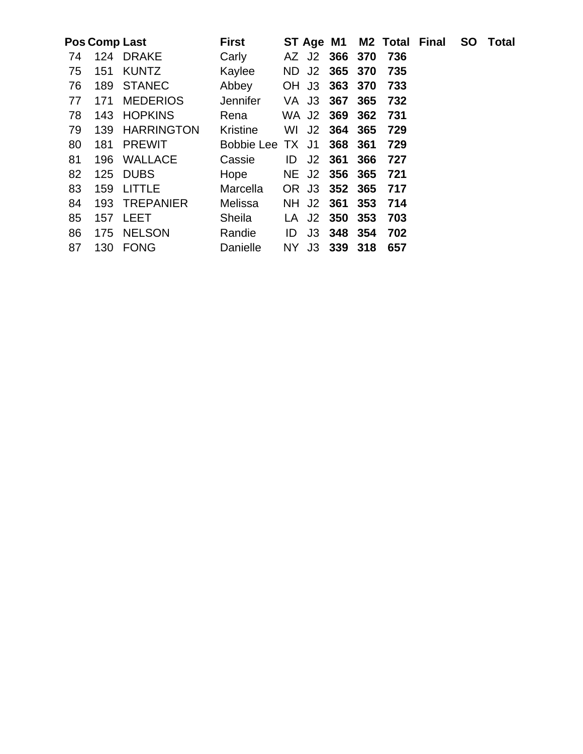| Pos | Comp | Last | First | ST | Age | M1 | M2 | Total | Final | SO | Total |
|---|---|---|---|---|---|---|---|---|---|---|---|
| 74 | 124 | DRAKE | Carly | AZ | J2 | **366** | **370** | **736** | | | |
| 75 | 151 | KUNTZ | Kaylee | ND | J2 | **365** | **370** | **735** | | | |
| 76 | 189 | STANEC | Abbey | OH | J3 | **363** | **370** | **733** | | | |
| 77 | 171 | MEDERIOS | Jennifer | VA | J3 | **367** | **365** | **732** | | | |
| 78 | 143 | HOPKINS | Rena | WA | J2 | **369** | **362** | **731** | | | |
| 79 | 139 | HARRINGTON | Kristine | WI | J2 | **364** | **365** | **729** | | | |
| 80 | 181 | PREWIT | Bobbie Lee | TX | J1 | **368** | **361** | **729** | | | |
| 81 | 196 | WALLACE | Cassie | ID | J2 | **361** | **366** | **727** | | | |
| 82 | 125 | DUBS | Hope | NE | J2 | **356** | **365** | **721** | | | |
| 83 | 159 | LITTLE | Marcella | OR | J3 | **352** | **365** | **717** | | | |
| 84 | 193 | TREPANIER | Melissa | NH | J2 | **361** | **353** | **714** | | | |
| 85 | 157 | LEET | Sheila | LA | J2 | **350** | **353** | **703** | | | |
| 86 | 175 | NELSON | Randie | ID | J3 | **348** | **354** | **702** | | | |
| 87 | 130 | FONG | Danielle | NY | J3 | **339** | **318** | **657** | | | |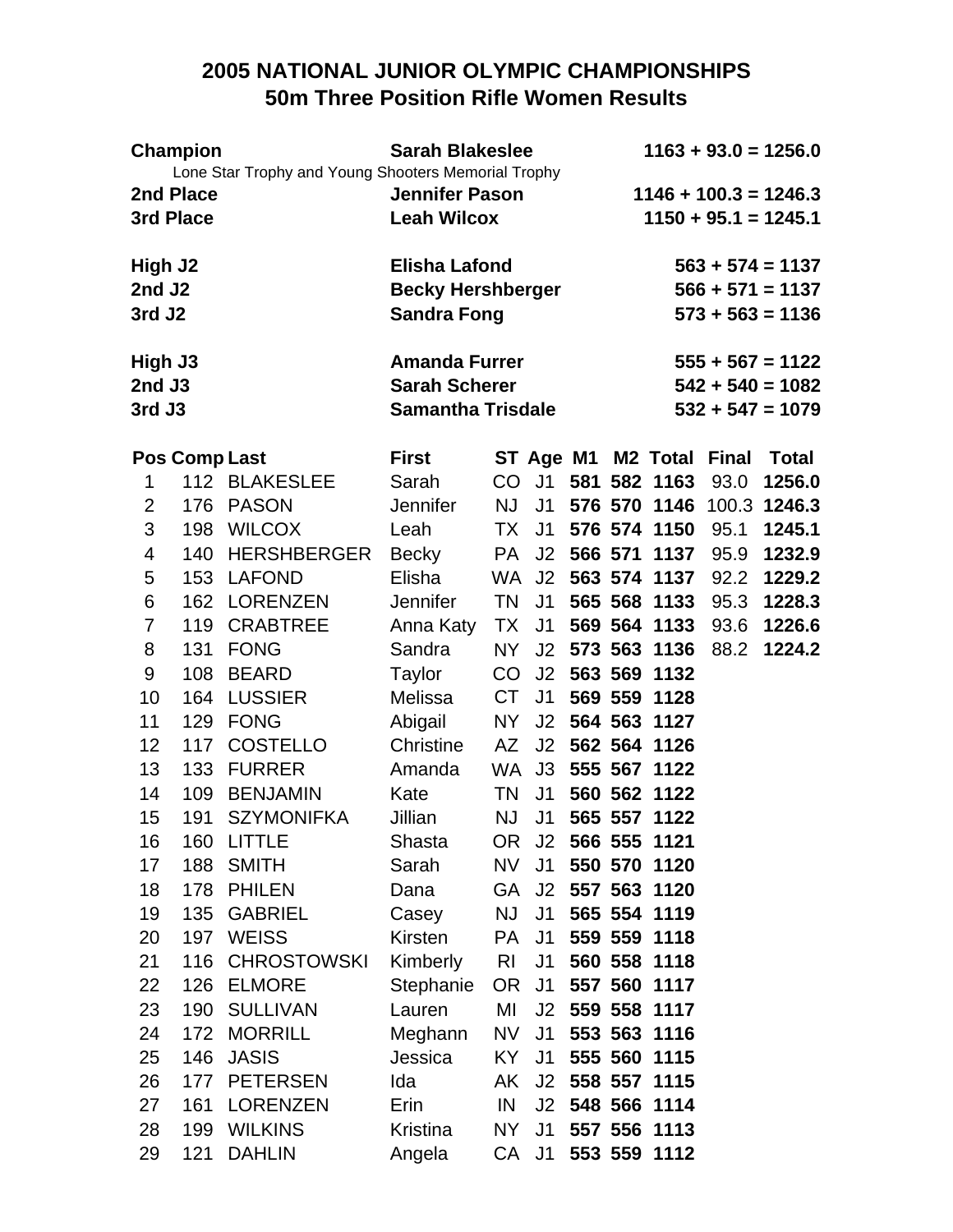# 2005 NATIONAL JUNIOR OLYMPIC CHAMPIONSHIPS
## 50m Three Position Rifle Women Results

| | | |
|---|---|---|
| **Champion** | **Sarah Blakeslee** | **1163 + 93.0 = 1256.0** |
| Lone Star Trophy and Young Shooters Memorial Trophy | | |
| **2nd Place** | **Jennifer Pason** | **1146 + 100.3 = 1246.3** |
| **3rd Place** | **Leah Wilcox** | **1150 + 95.1 = 1245.1** |
| **High J2** | **Elisha Lafond** | **563 + 574 = 1137** |
| **2nd J2** | **Becky Hershberger** | **566 + 571 = 1137** |
| **3rd J2** | **Sandra Fong** | **573 + 563 = 1136** |
| **High J3** | **Amanda Furrer** | **555 + 567 = 1122** |
| **2nd J3** | **Sarah Scherer** | **542 + 540 = 1082** |
| **3rd J3** | **Samantha Trisdale** | **532 + 547 = 1079** |

| Pos | Comp | Last | First | ST | Age | M1 | M2 | Total | Final | Total |
|---|---|---|---|---|---|---|---|---|---|---|
| 1 | 112 | BLAKESLEE | Sarah | CO | J1 | **581** | **582** | **1163** | 93.0 | **1256.0** |
| 2 | 176 | PASON | Jennifer | NJ | J1 | **576** | **570** | **1146** | 100.3 | **1246.3** |
| 3 | 198 | WILCOX | Leah | TX | J1 | **576** | **574** | **1150** | 95.1 | **1245.1** |
| 4 | 140 | HERSHBERGER | Becky | PA | J2 | **566** | **571** | **1137** | 95.9 | **1232.9** |
| 5 | 153 | LAFOND | Elisha | WA | J2 | **563** | **574** | **1137** | 92.2 | **1229.2** |
| 6 | 162 | LORENZEN | Jennifer | TN | J1 | **565** | **568** | **1133** | 95.3 | **1228.3** |
| 7 | 119 | CRABTREE | Anna Katy | TX | J1 | **569** | **564** | **1133** | 93.6 | **1226.6** |
| 8 | 131 | FONG | Sandra | NY | J2 | **573** | **563** | **1136** | 88.2 | **1224.2** |
| 9 | 108 | BEARD | Taylor | CO | J2 | **563** | **569** | **1132** | | |
| 10 | 164 | LUSSIER | Melissa | CT | J1 | **569** | **559** | **1128** | | |
| 11 | 129 | FONG | Abigail | NY | J2 | **564** | **563** | **1127** | | |
| 12 | 117 | COSTELLO | Christine | AZ | J2 | **562** | **564** | **1126** | | |
| 13 | 133 | FURRER | Amanda | WA | J3 | **555** | **567** | **1122** | | |
| 14 | 109 | BENJAMIN | Kate | TN | J1 | **560** | **562** | **1122** | | |
| 15 | 191 | SZYMONIFKA | Jillian | NJ | J1 | **565** | **557** | **1122** | | |
| 16 | 160 | LITTLE | Shasta | OR | J2 | **566** | **555** | **1121** | | |
| 17 | 188 | SMITH | Sarah | NV | J1 | **550** | **570** | **1120** | | |
| 18 | 178 | PHILEN | Dana | GA | J2 | **557** | **563** | **1120** | | |
| 19 | 135 | GABRIEL | Casey | NJ | J1 | **565** | **554** | **1119** | | |
| 20 | 197 | WEISS | Kirsten | PA | J1 | **559** | **559** | **1118** | | |
| 21 | 116 | CHROSTOWSKI | Kimberly | RI | J1 | **560** | **558** | **1118** | | |
| 22 | 126 | ELMORE | Stephanie | OR | J1 | **557** | **560** | **1117** | | |
| 23 | 190 | SULLIVAN | Lauren | MI | J2 | **559** | **558** | **1117** | | |
| 24 | 172 | MORRILL | Meghann | NV | J1 | **553** | **563** | **1116** | | |
| 25 | 146 | JASIS | Jessica | KY | J1 | **555** | **560** | **1115** | | |
| 26 | 177 | PETERSEN | Ida | AK | J2 | **558** | **557** | **1115** | | |
| 27 | 161 | LORENZEN | Erin | IN | J2 | **548** | **566** | **1114** | | |
| 28 | 199 | WILKINS | Kristina | NY | J1 | **557** | **556** | **1113** | | |
| 29 | 121 | DAHLIN | Angela | CA | J1 | **553** | **559** | **1112** | | |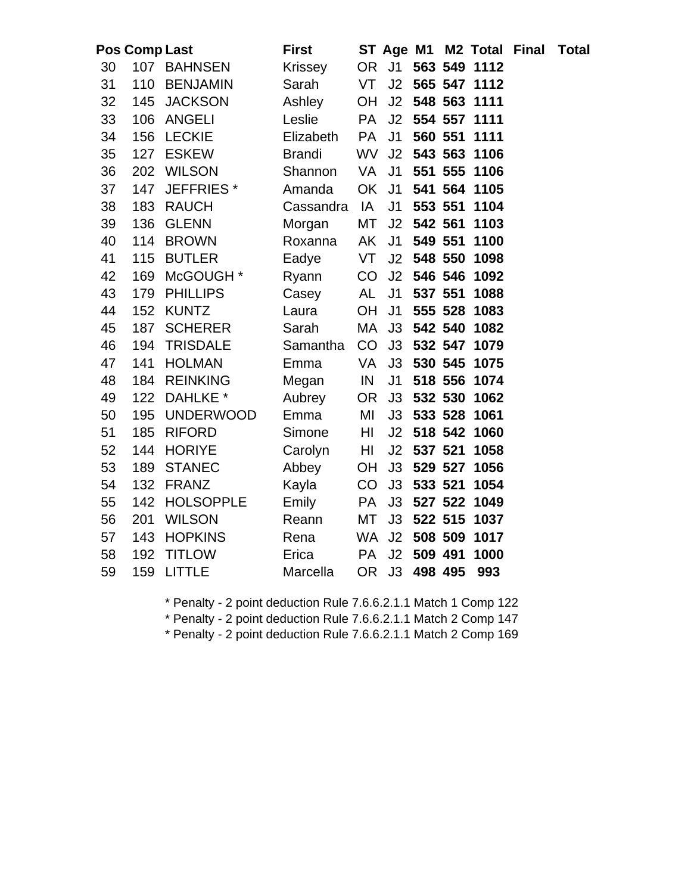| Pos | Comp | Last | First | ST | Age | M1 | M2 | Total | Final | Total |
|---|---|---|---|---|---|---|---|---|---|---|
| 30 | 107 | BAHNSEN | Krissey | OR | J1 | **563** | **549** | **1112** | | |
| 31 | 110 | BENJAMIN | Sarah | VT | J2 | **565** | **547** | **1112** | | |
| 32 | 145 | JACKSON | Ashley | OH | J2 | **548** | **563** | **1111** | | |
| 33 | 106 | ANGELI | Leslie | PA | J2 | **554** | **557** | **1111** | | |
| 34 | 156 | LECKIE | Elizabeth | PA | J1 | **560** | **551** | **1111** | | |
| 35 | 127 | ESKEW | Brandi | WV | J2 | **543** | **563** | **1106** | | |
| 36 | 202 | WILSON | Shannon | VA | J1 | **551** | **555** | **1106** | | |
| 37 | 147 | JEFFRIES * | Amanda | OK | J1 | **541** | **564** | **1105** | | |
| 38 | 183 | RAUCH | Cassandra | IA | J1 | **553** | **551** | **1104** | | |
| 39 | 136 | GLENN | Morgan | MT | J2 | **542** | **561** | **1103** | | |
| 40 | 114 | BROWN | Roxanna | AK | J1 | **549** | **551** | **1100** | | |
| 41 | 115 | BUTLER | Eadye | VT | J2 | **548** | **550** | **1098** | | |
| 42 | 169 | McGOUGH * | Ryann | CO | J2 | **546** | **546** | **1092** | | |
| 43 | 179 | PHILLIPS | Casey | AL | J1 | **537** | **551** | **1088** | | |
| 44 | 152 | KUNTZ | Laura | OH | J1 | **555** | **528** | **1083** | | |
| 45 | 187 | SCHERER | Sarah | MA | J3 | **542** | **540** | **1082** | | |
| 46 | 194 | TRISDALE | Samantha | CO | J3 | **532** | **547** | **1079** | | |
| 47 | 141 | HOLMAN | Emma | VA | J3 | **530** | **545** | **1075** | | |
| 48 | 184 | REINKING | Megan | IN | J1 | **518** | **556** | **1074** | | |
| 49 | 122 | DAHLKE * | Aubrey | OR | J3 | **532** | **530** | **1062** | | |
| 50 | 195 | UNDERWOOD | Emma | MI | J3 | **533** | **528** | **1061** | | |
| 51 | 185 | RIFORD | Simone | HI | J2 | **518** | **542** | **1060** | | |
| 52 | 144 | HORIYE | Carolyn | HI | J2 | **537** | **521** | **1058** | | |
| 53 | 189 | STANEC | Abbey | OH | J3 | **529** | **527** | **1056** | | |
| 54 | 132 | FRANZ | Kayla | CO | J3 | **533** | **521** | **1054** | | |
| 55 | 142 | HOLSOPPLE | Emily | PA | J3 | **527** | **522** | **1049** | | |
| 56 | 201 | WILSON | Reann | MT | J3 | **522** | **515** | **1037** | | |
| 57 | 143 | HOPKINS | Rena | WA | J2 | **508** | **509** | **1017** | | |
| 58 | 192 | TITLOW | Erica | PA | J2 | **509** | **491** | **1000** | | |
| 59 | 159 | LITTLE | Marcella | OR | J3 | **498** | **495** | **993** | | |

* Penalty - 2 point deduction Rule 7.6.6.2.1.1 Match 1 Comp 122

* Penalty - 2 point deduction Rule 7.6.6.2.1.1 Match 2 Comp 147

* Penalty - 2 point deduction Rule 7.6.6.2.1.1 Match 2 Comp 169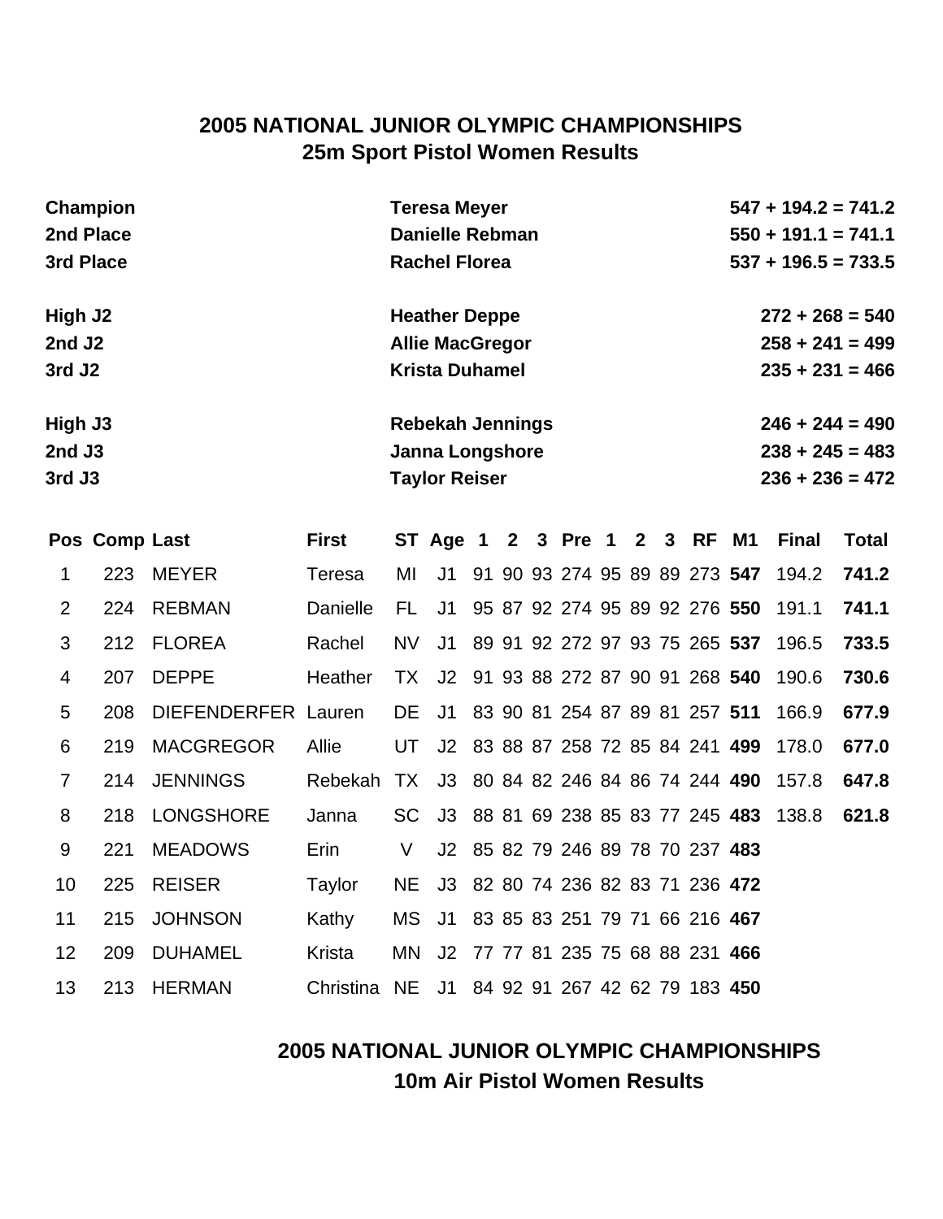## 2005 NATIONAL JUNIOR OLYMPIC CHAMPIONSHIPS
## 25m Sport Pistol Women Results

| | | |
|---|---|---|
| **Champion** | **Teresa Meyer** | **547 + 194.2 = 741.2** |
| **2nd Place** | **Danielle Rebman** | **550 + 191.1 = 741.1** |
| **3rd Place** | **Rachel Florea** | **537 + 196.5 = 733.5** |
| **High J2** | **Heather Deppe** | **272 + 268 = 540** |
| **2nd J2** | **Allie MacGregor** | **258 + 241 = 499** |
| **3rd J2** | **Krista Duhamel** | **235 + 231 = 466** |
| **High J3** | **Rebekah Jennings** | **246 + 244 = 490** |
| **2nd J3** | **Janna Longshore** | **238 + 245 = 483** |
| **3rd J3** | **Taylor Reiser** | **236 + 236 = 472** |

| Pos | Comp | Last | First | ST | Age | 1 | 2 | 3 | Pre | 1 | 2 | 3 | RF | M1 | Final | Total |
|---|---|---|---|---|---|---|---|---|---|---|---|---|---|---|---|---|
| 1 | 223 | MEYER | Teresa | MI | J1 | 91 | 90 | 93 | 274 | 95 | 89 | 89 | 273 | **547** | 194.2 | **741.2** |
| 2 | 224 | REBMAN | Danielle | FL | J1 | 95 | 87 | 92 | 274 | 95 | 89 | 92 | 276 | **550** | 191.1 | **741.1** |
| 3 | 212 | FLOREA | Rachel | NV | J1 | 89 | 91 | 92 | 272 | 97 | 93 | 75 | 265 | **537** | 196.5 | **733.5** |
| 4 | 207 | DEPPE | Heather | TX | J2 | 91 | 93 | 88 | 272 | 87 | 90 | 91 | 268 | **540** | 190.6 | **730.6** |
| 5 | 208 | DIEFENDERFER | Lauren | DE | J1 | 83 | 90 | 81 | 254 | 87 | 89 | 81 | 257 | **511** | 166.9 | **677.9** |
| 6 | 219 | MACGREGOR | Allie | UT | J2 | 83 | 88 | 87 | 258 | 72 | 85 | 84 | 241 | **499** | 178.0 | **677.0** |
| 7 | 214 | JENNINGS | Rebekah | TX | J3 | 80 | 84 | 82 | 246 | 84 | 86 | 74 | 244 | **490** | 157.8 | **647.8** |
| 8 | 218 | LONGSHORE | Janna | SC | J3 | 88 | 81 | 69 | 238 | 85 | 83 | 77 | 245 | **483** | 138.8 | **621.8** |
| 9 | 221 | MEADOWS | Erin | V | J2 | 85 | 82 | 79 | 246 | 89 | 78 | 70 | 237 | **483** | | |
| 10 | 225 | REISER | Taylor | NE | J3 | 82 | 80 | 74 | 236 | 82 | 83 | 71 | 236 | **472** | | |
| 11 | 215 | JOHNSON | Kathy | MS | J1 | 83 | 85 | 83 | 251 | 79 | 71 | 66 | 216 | **467** | | |
| 12 | 209 | DUHAMEL | Krista | MN | J2 | 77 | 77 | 81 | 235 | 75 | 68 | 88 | 231 | **466** | | |
| 13 | 213 | HERMAN | Christina | NE | J1 | 84 | 92 | 91 | 267 | 42 | 62 | 79 | 183 | **450** | | |

## 2005 NATIONAL JUNIOR OLYMPIC CHAMPIONSHIPS
## 10m Air Pistol Women Results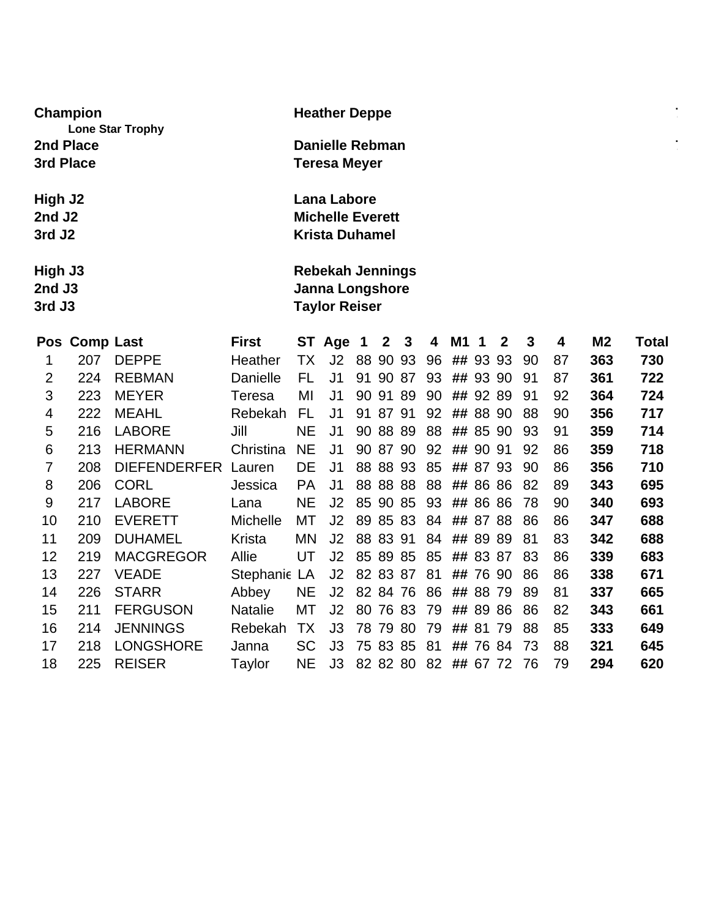**Champion** — **Heather Deppe**
**Lone Star Trophy**
**2nd Place** — **Danielle Rebman**
**3rd Place** — **Teresa Meyer**

**High J2** — **Lana Labore**
**2nd J2** — **Michelle Everett**
**3rd J2** — **Krista Duhamel**

**High J3** — **Rebekah Jennings**
**2nd J3** — **Janna Longshore**
**3rd J3** — **Taylor Reiser**

| Pos | Comp | Last | First | ST | Age | 1 | 2 | 3 | 4 | M1 | 1 | 2 | 3 | 4 | M2 | Total |
|---|---|---|---|---|---|---|---|---|---|---|---|---|---|---|---|---|
| 1 | 207 | DEPPE | Heather | TX | J2 | 88 | 90 | 93 | 96 | ## | 93 | 93 | 90 | 87 | **363** | **730** |
| 2 | 224 | REBMAN | Danielle | FL | J1 | 91 | 90 | 87 | 93 | ## | 93 | 90 | 91 | 87 | **361** | **722** |
| 3 | 223 | MEYER | Teresa | MI | J1 | 90 | 91 | 89 | 90 | ## | 92 | 89 | 91 | 92 | **364** | **724** |
| 4 | 222 | MEAHL | Rebekah | FL | J1 | 91 | 87 | 91 | 92 | ## | 88 | 90 | 88 | 90 | **356** | **717** |
| 5 | 216 | LABORE | Jill | NE | J1 | 90 | 88 | 89 | 88 | ## | 85 | 90 | 93 | 91 | **359** | **714** |
| 6 | 213 | HERMANN | Christina | NE | J1 | 90 | 87 | 90 | 92 | ## | 90 | 91 | 92 | 86 | **359** | **718** |
| 7 | 208 | DIEFENDERFER | Lauren | DE | J1 | 88 | 88 | 93 | 85 | ## | 87 | 93 | 90 | 86 | **356** | **710** |
| 8 | 206 | CORL | Jessica | PA | J1 | 88 | 88 | 88 | 88 | ## | 86 | 86 | 82 | 89 | **343** | **695** |
| 9 | 217 | LABORE | Lana | NE | J2 | 85 | 90 | 85 | 93 | ## | 86 | 86 | 78 | 90 | **340** | **693** |
| 10 | 210 | EVERETT | Michelle | MT | J2 | 89 | 85 | 83 | 84 | ## | 87 | 88 | 86 | 86 | **347** | **688** |
| 11 | 209 | DUHAMEL | Krista | MN | J2 | 88 | 83 | 91 | 84 | ## | 89 | 89 | 81 | 83 | **342** | **688** |
| 12 | 219 | MACGREGOR | Allie | UT | J2 | 85 | 89 | 85 | 85 | ## | 83 | 87 | 83 | 86 | **339** | **683** |
| 13 | 227 | VEADE | Stephanie | LA | J2 | 82 | 83 | 87 | 81 | ## | 76 | 90 | 86 | 86 | **338** | **671** |
| 14 | 226 | STARR | Abbey | NE | J2 | 82 | 84 | 76 | 86 | ## | 88 | 79 | 89 | 81 | **337** | **665** |
| 15 | 211 | FERGUSON | Natalie | MT | J2 | 80 | 76 | 83 | 79 | ## | 89 | 86 | 86 | 82 | **343** | **661** |
| 16 | 214 | JENNINGS | Rebekah | TX | J3 | 78 | 79 | 80 | 79 | ## | 81 | 79 | 88 | 85 | **333** | **649** |
| 17 | 218 | LONGSHORE | Janna | SC | J3 | 75 | 83 | 85 | 81 | ## | 76 | 84 | 73 | 88 | **321** | **645** |
| 18 | 225 | REISER | Taylor | NE | J3 | 82 | 82 | 80 | 82 | ## | 67 | 72 | 76 | 79 | **294** | **620** |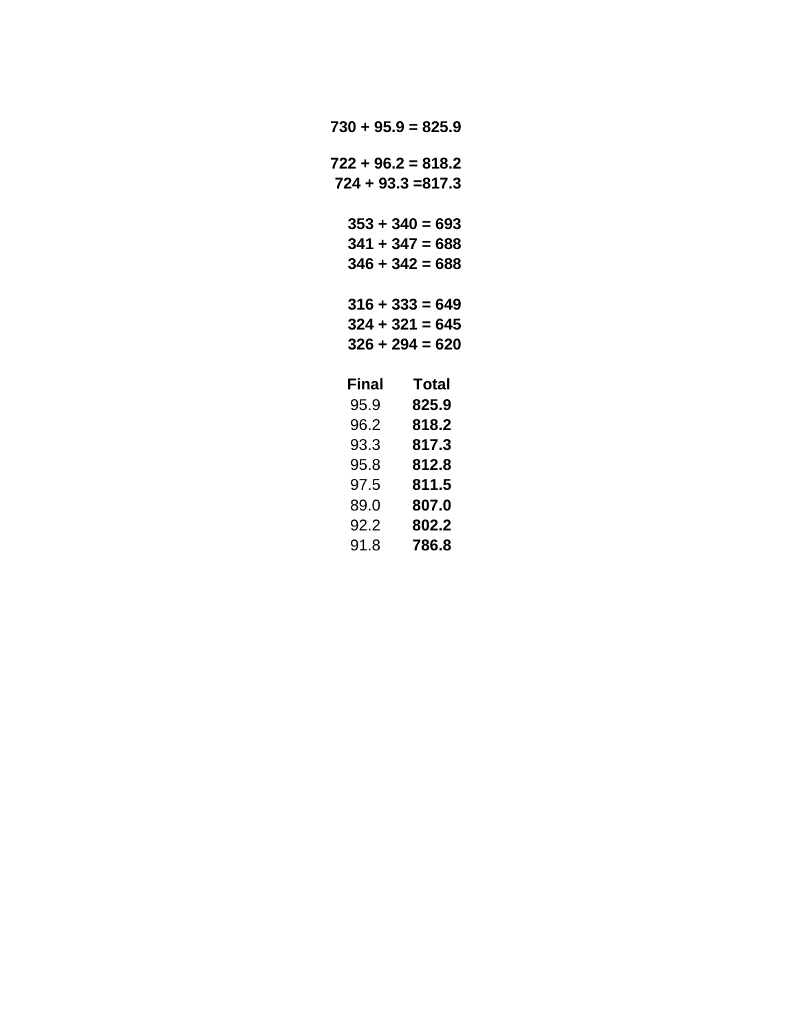**730 + 95.9 = 825.9**

**722 + 96.2 = 818.2**
**724 + 93.3 =817.3**

**353 + 340 = 693**
**341 + 347 = 688**
**346 + 342 = 688**

**316 + 333 = 649**
**324 + 321 = 645**
**326 + 294 = 620**

| Final | Total |
|---|---|
| 95.9 | **825.9** |
| 96.2 | **818.2** |
| 93.3 | **817.3** |
| 95.8 | **812.8** |
| 97.5 | **811.5** |
| 89.0 | **807.0** |
| 92.2 | **802.2** |
| 91.8 | **786.8** |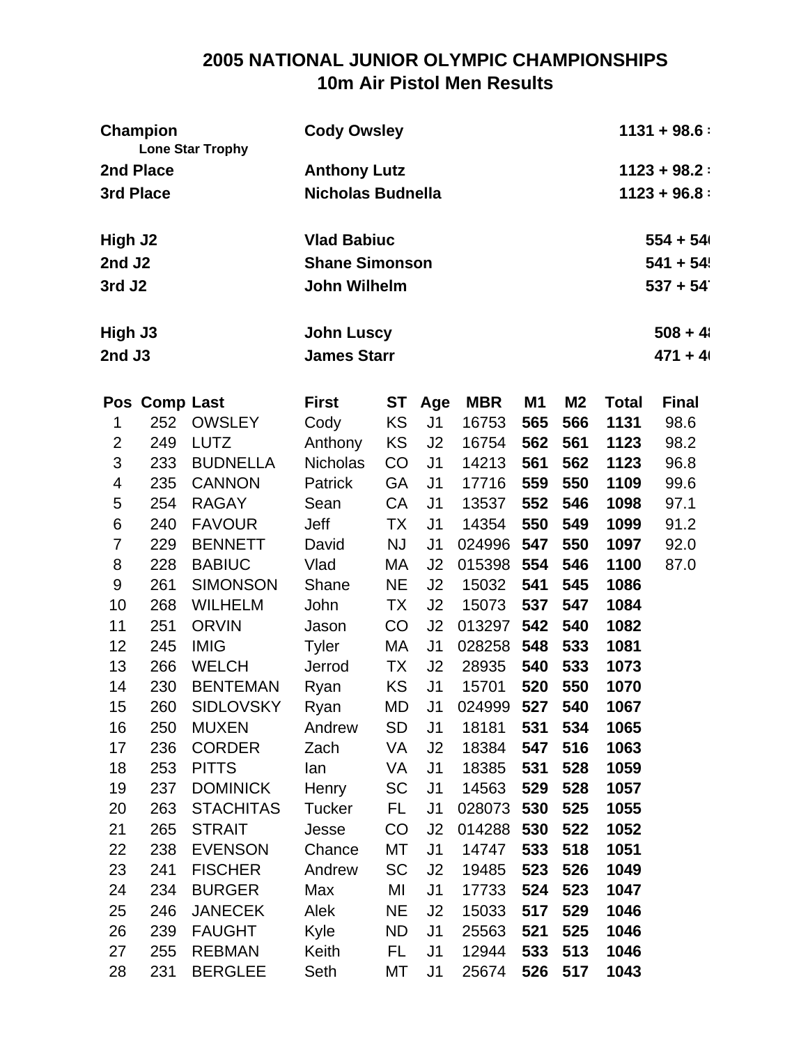# 2005 NATIONAL JUNIOR OLYMPIC CHAMPIONSHIPS
## 10m Air Pistol Men Results

| | | |
|---|---|---|
| **Champion** *Lone Star Trophy* | **Cody Owsley** | **1131 + 98.6 :** |
| **2nd Place** | **Anthony Lutz** | **1123 + 98.2 :** |
| **3rd Place** | **Nicholas Budnella** | **1123 + 96.8 :** |
| **High J2** | **Vlad Babiuc** | **554 + 54(** |
| **2nd J2** | **Shane Simonson** | **541 + 54!** |
| **3rd J2** | **John Wilhelm** | **537 + 54** |
| **High J3** | **John Luscy** | **508 + 4!** |
| **2nd J3** | **James Starr** | **471 + 4(** |

| Pos | Comp | Last | First | ST | Age | MBR | M1 | M2 | Total | Final |
|---|---|---|---|---|---|---|---|---|---|---|
| 1 | 252 | OWSLEY | Cody | KS | J1 | 16753 | **565** | **566** | **1131** | 98.6 |
| 2 | 249 | LUTZ | Anthony | KS | J2 | 16754 | **562** | **561** | **1123** | 98.2 |
| 3 | 233 | BUDNELLA | Nicholas | CO | J1 | 14213 | **561** | **562** | **1123** | 96.8 |
| 4 | 235 | CANNON | Patrick | GA | J1 | 17716 | **559** | **550** | **1109** | 99.6 |
| 5 | 254 | RAGAY | Sean | CA | J1 | 13537 | **552** | **546** | **1098** | 97.1 |
| 6 | 240 | FAVOUR | Jeff | TX | J1 | 14354 | **550** | **549** | **1099** | 91.2 |
| 7 | 229 | BENNETT | David | NJ | J1 | 024996 | **547** | **550** | **1097** | 92.0 |
| 8 | 228 | BABIUC | Vlad | MA | J2 | 015398 | **554** | **546** | **1100** | 87.0 |
| 9 | 261 | SIMONSON | Shane | NE | J2 | 15032 | **541** | **545** | **1086** | |
| 10 | 268 | WILHELM | John | TX | J2 | 15073 | **537** | **547** | **1084** | |
| 11 | 251 | ORVIN | Jason | CO | J2 | 013297 | **542** | **540** | **1082** | |
| 12 | 245 | IMIG | Tyler | MA | J1 | 028258 | **548** | **533** | **1081** | |
| 13 | 266 | WELCH | Jerrod | TX | J2 | 28935 | **540** | **533** | **1073** | |
| 14 | 230 | BENTEMAN | Ryan | KS | J1 | 15701 | **520** | **550** | **1070** | |
| 15 | 260 | SIDLOVSKY | Ryan | MD | J1 | 024999 | **527** | **540** | **1067** | |
| 16 | 250 | MUXEN | Andrew | SD | J1 | 18181 | **531** | **534** | **1065** | |
| 17 | 236 | CORDER | Zach | VA | J2 | 18384 | **547** | **516** | **1063** | |
| 18 | 253 | PITTS | Ian | VA | J1 | 18385 | **531** | **528** | **1059** | |
| 19 | 237 | DOMINICK | Henry | SC | J1 | 14563 | **529** | **528** | **1057** | |
| 20 | 263 | STACHITAS | Tucker | FL | J1 | 028073 | **530** | **525** | **1055** | |
| 21 | 265 | STRAIT | Jesse | CO | J2 | 014288 | **530** | **522** | **1052** | |
| 22 | 238 | EVENSON | Chance | MT | J1 | 14747 | **533** | **518** | **1051** | |
| 23 | 241 | FISCHER | Andrew | SC | J2 | 19485 | **523** | **526** | **1049** | |
| 24 | 234 | BURGER | Max | MI | J1 | 17733 | **524** | **523** | **1047** | |
| 25 | 246 | JANECEK | Alek | NE | J2 | 15033 | **517** | **529** | **1046** | |
| 26 | 239 | FAUGHT | Kyle | ND | J1 | 25563 | **521** | **525** | **1046** | |
| 27 | 255 | REBMAN | Keith | FL | J1 | 12944 | **533** | **513** | **1046** | |
| 28 | 231 | BERGLEE | Seth | MT | J1 | 25674 | **526** | **517** | **1043** | |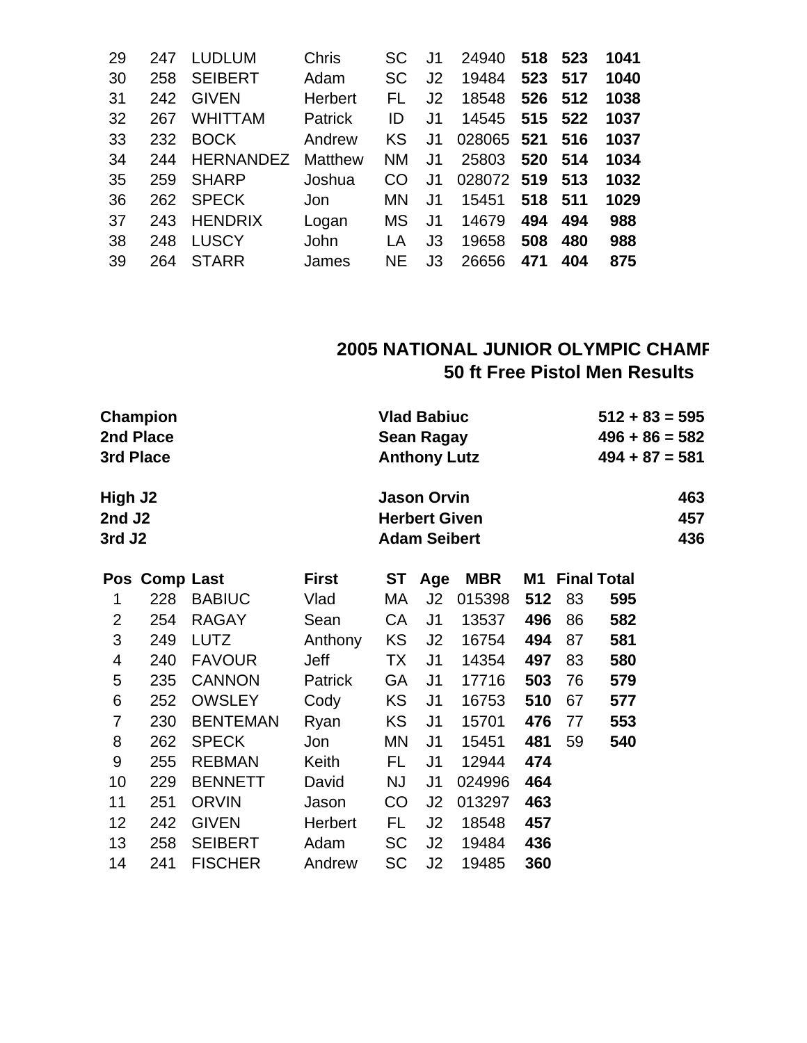| | | | | | | | | | |
|---|---|---|---|---|---|---|---|---|---|
| 29 | 247 | LUDLUM | Chris | SC | J1 | 24940 | **518** | **523** | **1041** |
| 30 | 258 | SEIBERT | Adam | SC | J2 | 19484 | **523** | **517** | **1040** |
| 31 | 242 | GIVEN | Herbert | FL | J2 | 18548 | **526** | **512** | **1038** |
| 32 | 267 | WHITTAM | Patrick | ID | J1 | 14545 | **515** | **522** | **1037** |
| 33 | 232 | BOCK | Andrew | KS | J1 | 028065 | **521** | **516** | **1037** |
| 34 | 244 | HERNANDEZ | Matthew | NM | J1 | 25803 | **520** | **514** | **1034** |
| 35 | 259 | SHARP | Joshua | CO | J1 | 028072 | **519** | **513** | **1032** |
| 36 | 262 | SPECK | Jon | MN | J1 | 15451 | **518** | **511** | **1029** |
| 37 | 243 | HENDRIX | Logan | MS | J1 | 14679 | **494** | **494** | **988** |
| 38 | 248 | LUSCY | John | LA | J3 | 19658 | **508** | **480** | **988** |
| 39 | 264 | STARR | James | NE | J3 | 26656 | **471** | **404** | **875** |

## 2005 NATIONAL JUNIOR OLYMPIC CHAMP
## 50 ft Free Pistol Men Results

| | | |
|---|---|---|
| **Champion** | **Vlad Babiuc** | **512 + 83 = 595** |
| **2nd Place** | **Sean Ragay** | **496 + 86 = 582** |
| **3rd Place** | **Anthony Lutz** | **494 + 87 = 581** |
| **High J2** | **Jason Orvin** | **463** |
| **2nd J2** | **Herbert Given** | **457** |
| **3rd J2** | **Adam Seibert** | **436** |

| Pos | Comp | Last | First | ST | Age | MBR | M1 | Final | Total |
|---|---|---|---|---|---|---|---|---|---|
| 1 | 228 | BABIUC | Vlad | MA | J2 | 015398 | **512** | 83 | **595** |
| 2 | 254 | RAGAY | Sean | CA | J1 | 13537 | **496** | 86 | **582** |
| 3 | 249 | LUTZ | Anthony | KS | J2 | 16754 | **494** | 87 | **581** |
| 4 | 240 | FAVOUR | Jeff | TX | J1 | 14354 | **497** | 83 | **580** |
| 5 | 235 | CANNON | Patrick | GA | J1 | 17716 | **503** | 76 | **579** |
| 6 | 252 | OWSLEY | Cody | KS | J1 | 16753 | **510** | 67 | **577** |
| 7 | 230 | BENTEMAN | Ryan | KS | J1 | 15701 | **476** | 77 | **553** |
| 8 | 262 | SPECK | Jon | MN | J1 | 15451 | **481** | 59 | **540** |
| 9 | 255 | REBMAN | Keith | FL | J1 | 12944 | **474** | | |
| 10 | 229 | BENNETT | David | NJ | J1 | 024996 | **464** | | |
| 11 | 251 | ORVIN | Jason | CO | J2 | 013297 | **463** | | |
| 12 | 242 | GIVEN | Herbert | FL | J2 | 18548 | **457** | | |
| 13 | 258 | SEIBERT | Adam | SC | J2 | 19484 | **436** | | |
| 14 | 241 | FISCHER | Andrew | SC | J2 | 19485 | **360** | | |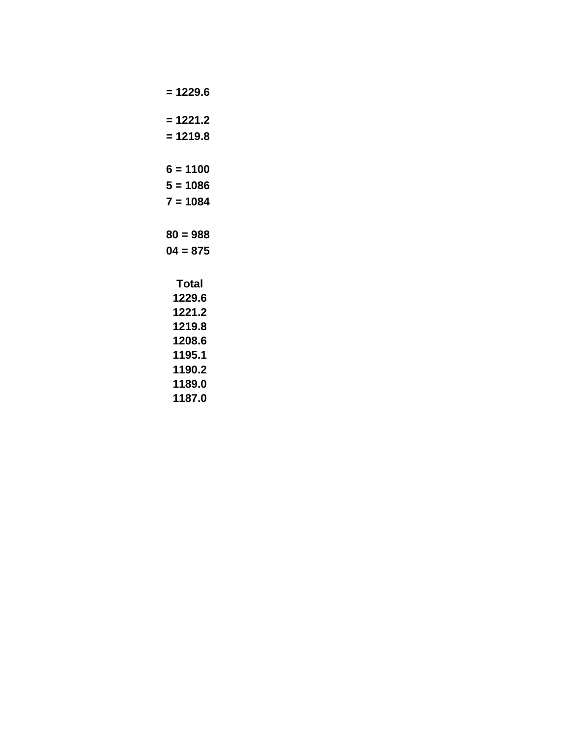= 1229.6

= 1221.2

= 1219.8

6 = 1100

5 = 1086

7 = 1084

80 = 988

04 = 875

| Total |
|---|
| 1229.6 |
| 1221.2 |
| 1219.8 |
| 1208.6 |
| 1195.1 |
| 1190.2 |
| 1189.0 |
| 1187.0 |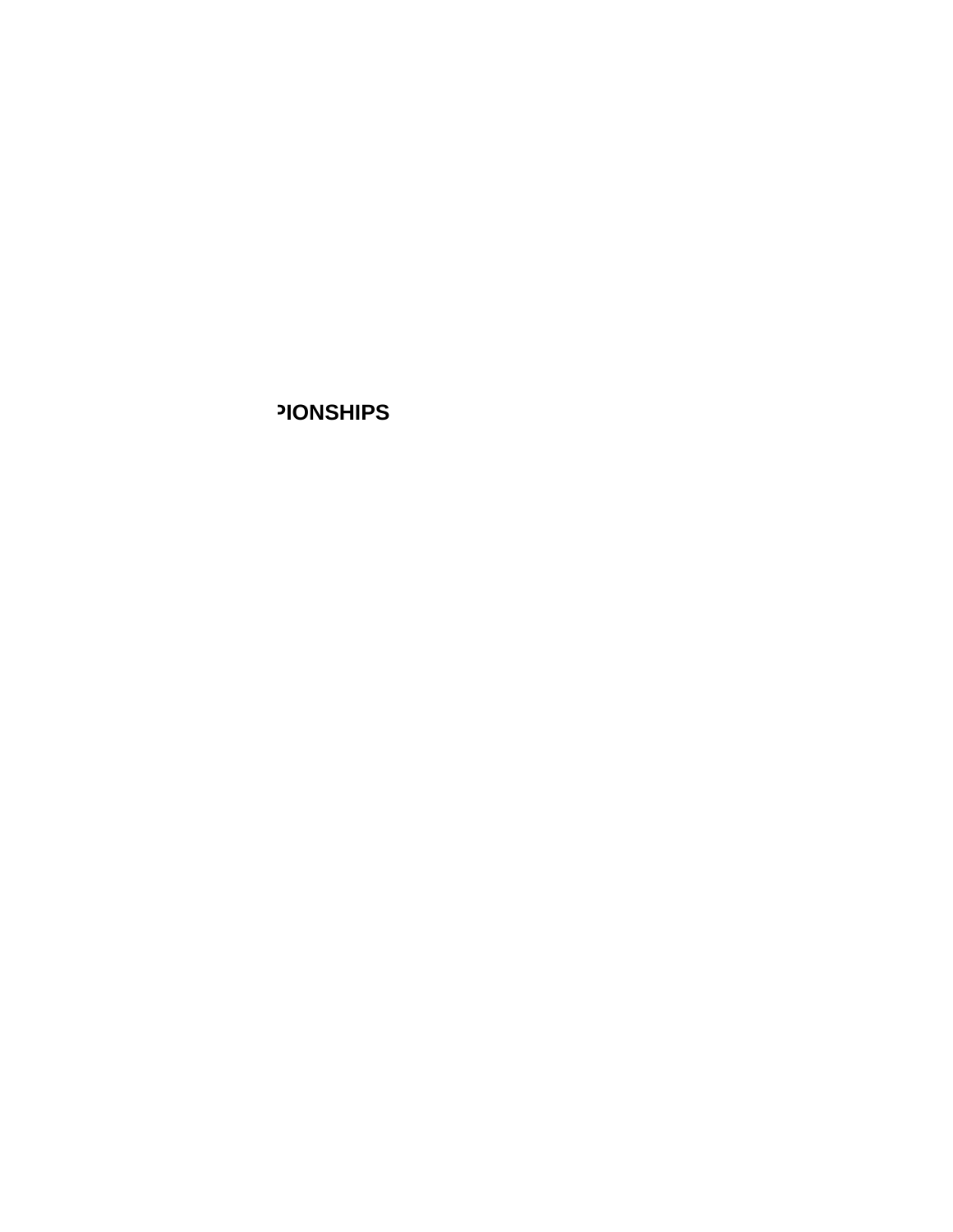**PIONSHIPS**